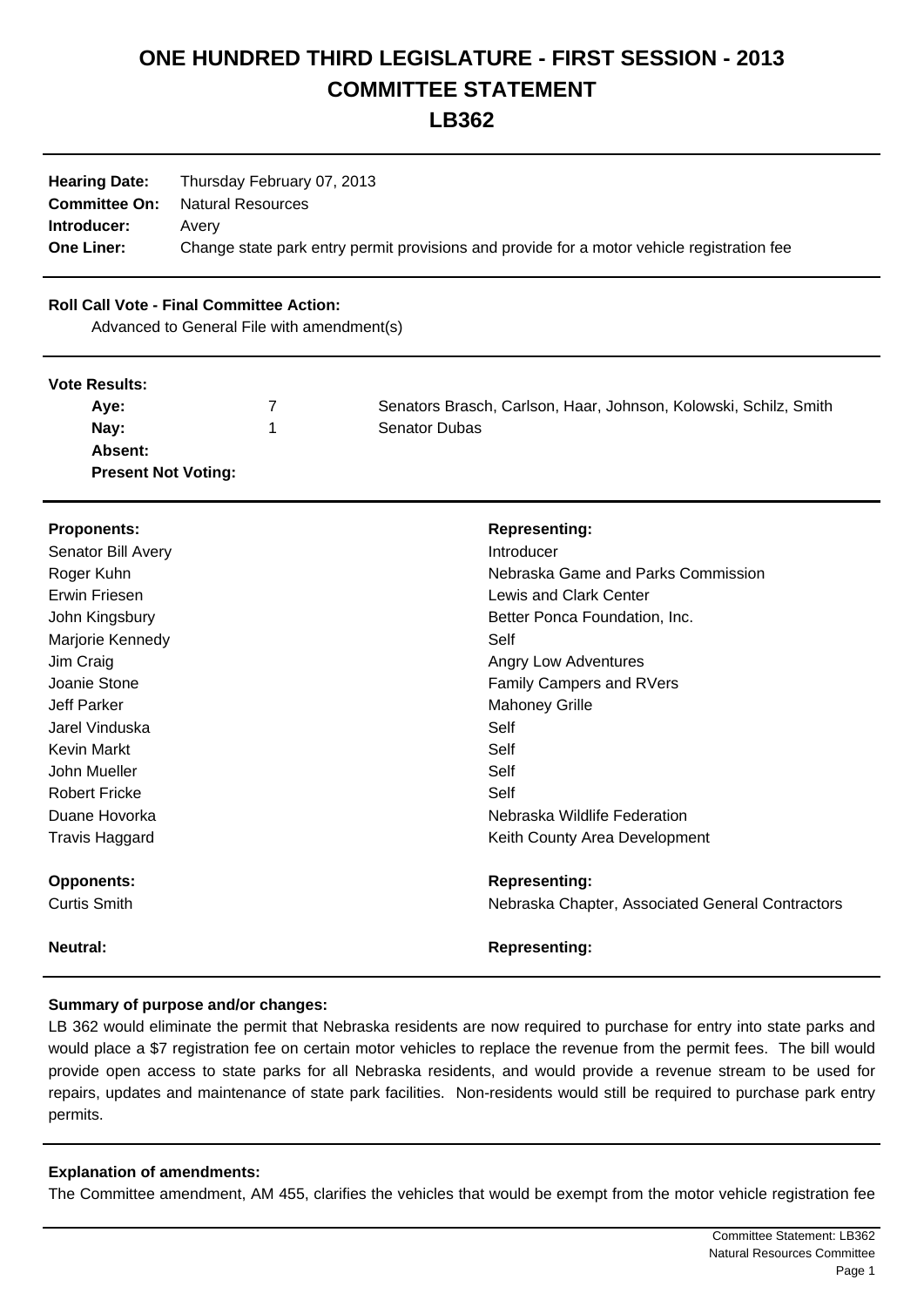# ONE HUNDRED THIRD LEGISLATURE - FIRST SESSION - 2013
# COMMITTEE STATEMENT
# LB362

**Hearing Date:** Thursday February 07, 2013
**Committee On:** Natural Resources
**Introducer:** Avery
**One Liner:** Change state park entry permit provisions and provide for a motor vehicle registration fee

**Roll Call Vote - Final Committee Action:**

Advanced to General File with amendment(s)

**Vote Results:**

| | | |
|---|---|---|
| **Aye:** | 7 | Senators Brasch, Carlson, Haar, Johnson, Kolowski, Schilz, Smith |
| **Nay:** | 1 | Senator Dubas |
| **Absent:** | | |
| **Present Not Voting:** | | |

| **Proponents:** | **Representing:** |
|---|---|
| Senator Bill Avery | Introducer |
| Roger Kuhn | Nebraska Game and Parks Commission |
| Erwin Friesen | Lewis and Clark Center |
| John Kingsbury | Better Ponca Foundation, Inc. |
| Marjorie Kennedy | Self |
| Jim Craig | Angry Low Adventures |
| Joanie Stone | Family Campers and RVers |
| Jeff Parker | Mahoney Grille |
| Jarel Vinduska | Self |
| Kevin Markt | Self |
| John Mueller | Self |
| Robert Fricke | Self |
| Duane Hovorka | Nebraska Wildlife Federation |
| Travis Haggard | Keith County Area Development |

| **Opponents:** | **Representing:** |
|---|---|
| Curtis Smith | Nebraska Chapter, Associated General Contractors |

| **Neutral:** | **Representing:** |
|---|---|

**Summary of purpose and/or changes:**

LB 362 would eliminate the permit that Nebraska residents are now required to purchase for entry into state parks and would place a $7 registration fee on certain motor vehicles to replace the revenue from the permit fees. The bill would provide open access to state parks for all Nebraska residents, and would provide a revenue stream to be used for repairs, updates and maintenance of state park facilities. Non-residents would still be required to purchase park entry permits.

**Explanation of amendments:**

The Committee amendment, AM 455, clarifies the vehicles that would be exempt from the motor vehicle registration fee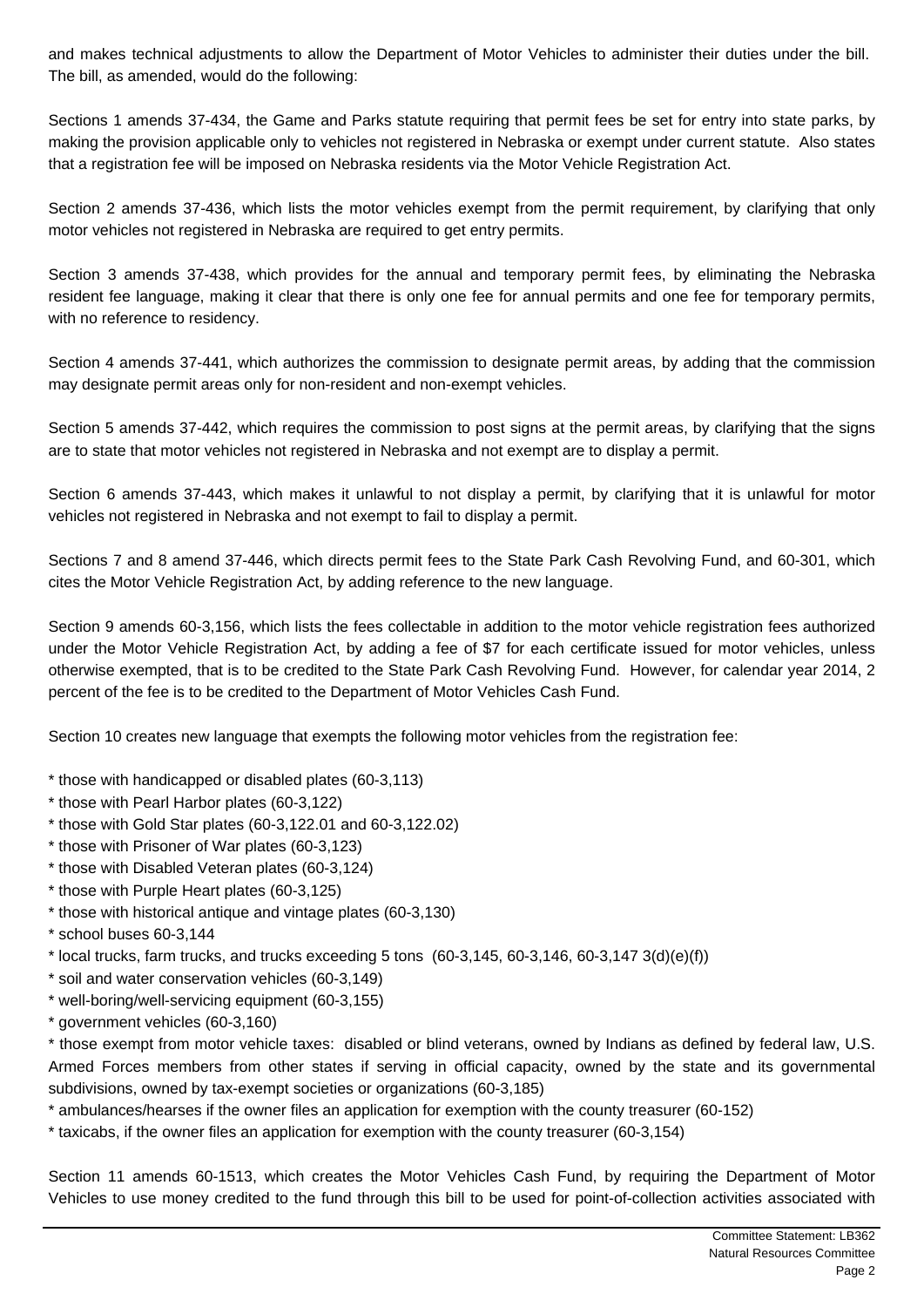and makes technical adjustments to allow the Department of Motor Vehicles to administer their duties under the bill. The bill, as amended, would do the following:

Sections 1 amends 37-434, the Game and Parks statute requiring that permit fees be set for entry into state parks, by making the provision applicable only to vehicles not registered in Nebraska or exempt under current statute. Also states that a registration fee will be imposed on Nebraska residents via the Motor Vehicle Registration Act.

Section 2 amends 37-436, which lists the motor vehicles exempt from the permit requirement, by clarifying that only motor vehicles not registered in Nebraska are required to get entry permits.

Section 3 amends 37-438, which provides for the annual and temporary permit fees, by eliminating the Nebraska resident fee language, making it clear that there is only one fee for annual permits and one fee for temporary permits, with no reference to residency.

Section 4 amends 37-441, which authorizes the commission to designate permit areas, by adding that the commission may designate permit areas only for non-resident and non-exempt vehicles.

Section 5 amends 37-442, which requires the commission to post signs at the permit areas, by clarifying that the signs are to state that motor vehicles not registered in Nebraska and not exempt are to display a permit.

Section 6 amends 37-443, which makes it unlawful to not display a permit, by clarifying that it is unlawful for motor vehicles not registered in Nebraska and not exempt to fail to display a permit.

Sections 7 and 8 amend 37-446, which directs permit fees to the State Park Cash Revolving Fund, and 60-301, which cites the Motor Vehicle Registration Act, by adding reference to the new language.

Section 9 amends 60-3,156, which lists the fees collectable in addition to the motor vehicle registration fees authorized under the Motor Vehicle Registration Act, by adding a fee of $7 for each certificate issued for motor vehicles, unless otherwise exempted, that is to be credited to the State Park Cash Revolving Fund. However, for calendar year 2014, 2 percent of the fee is to be credited to the Department of Motor Vehicles Cash Fund.

Section 10 creates new language that exempts the following motor vehicles from the registration fee:

* those with handicapped or disabled plates (60-3,113)
* those with Pearl Harbor plates (60-3,122)
* those with Gold Star plates (60-3,122.01 and 60-3,122.02)
* those with Prisoner of War plates (60-3,123)
* those with Disabled Veteran plates (60-3,124)
* those with Purple Heart plates (60-3,125)
* those with historical antique and vintage plates (60-3,130)
* school buses 60-3,144
* local trucks, farm trucks, and trucks exceeding 5 tons (60-3,145, 60-3,146, 60-3,147 3(d)(e)(f))
* soil and water conservation vehicles (60-3,149)
* well-boring/well-servicing equipment (60-3,155)
* government vehicles (60-3,160)
* those exempt from motor vehicle taxes: disabled or blind veterans, owned by Indians as defined by federal law, U.S. Armed Forces members from other states if serving in official capacity, owned by the state and its governmental subdivisions, owned by tax-exempt societies or organizations (60-3,185)
* ambulances/hearses if the owner files an application for exemption with the county treasurer (60-152)
* taxicabs, if the owner files an application for exemption with the county treasurer (60-3,154)

Section 11 amends 60-1513, which creates the Motor Vehicles Cash Fund, by requiring the Department of Motor Vehicles to use money credited to the fund through this bill to be used for point-of-collection activities associated with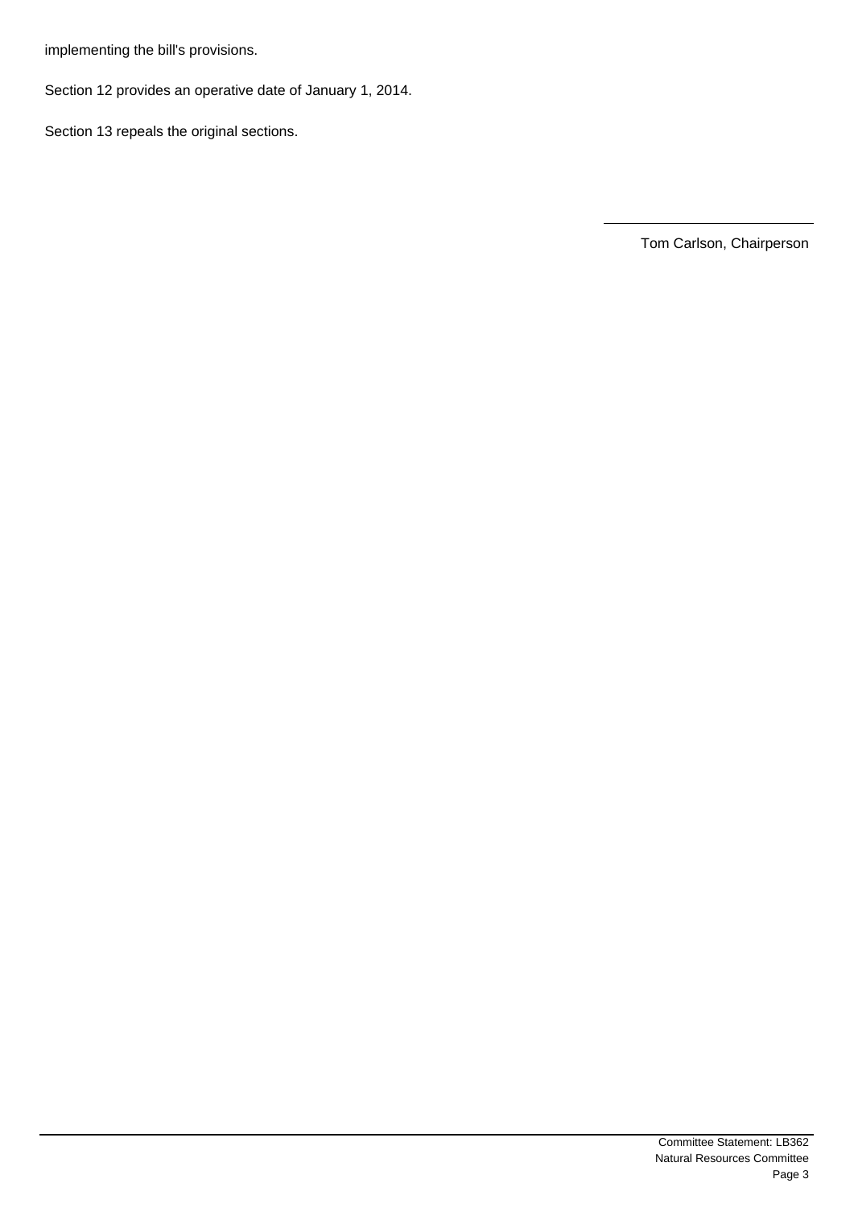implementing the bill's provisions.

Section 12 provides an operative date of January 1, 2014.

Section 13 repeals the original sections.

Tom Carlson, Chairperson